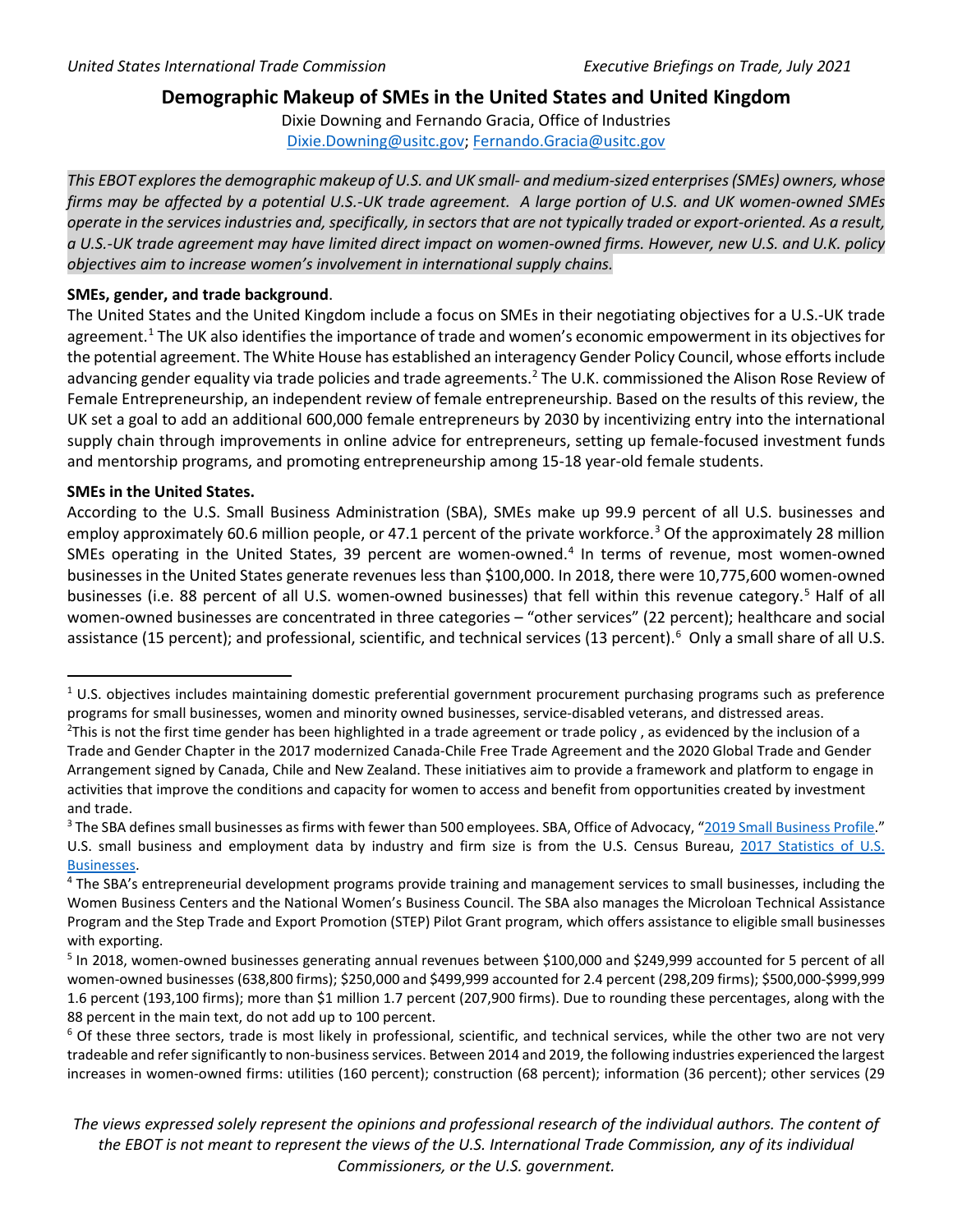# Demographic Makeup of SMEs in the United States and United Kingdom

Dixie Downing and Fernando Gracia, Office of Industries
Dixie.Downing@usitc.gov; Fernando.Gracia@usitc.gov

*This EBOT explores the demographic makeup of U.S. and UK small- and medium-sized enterprises (SMEs) owners, whose firms may be affected by a potential U.S.-UK trade agreement. A large portion of U.S. and UK women-owned SMEs operate in the services industries and, specifically, in sectors that are not typically traded or export-oriented. As a result, a U.S.-UK trade agreement may have limited direct impact on women-owned firms. However, new U.S. and U.K. policy objectives aim to increase women's involvement in international supply chains.*

**SMEs, gender, and trade background**.

The United States and the United Kingdom include a focus on SMEs in their negotiating objectives for a U.S.-UK trade agreement.[1] The UK also identifies the importance of trade and women's economic empowerment in its objectives for the potential agreement. The White House has established an interagency Gender Policy Council, whose efforts include advancing gender equality via trade policies and trade agreements.[2] The U.K. commissioned the Alison Rose Review of Female Entrepreneurship, an independent review of female entrepreneurship. Based on the results of this review, the UK set a goal to add an additional 600,000 female entrepreneurs by 2030 by incentivizing entry into the international supply chain through improvements in online advice for entrepreneurs, setting up female-focused investment funds and mentorship programs, and promoting entrepreneurship among 15-18 year-old female students.

**SMEs in the United States.**

According to the U.S. Small Business Administration (SBA), SMEs make up 99.9 percent of all U.S. businesses and employ approximately 60.6 million people, or 47.1 percent of the private workforce.[3] Of the approximately 28 million SMEs operating in the United States, 39 percent are women-owned.[4] In terms of revenue, most women-owned businesses in the United States generate revenues less than $100,000. In 2018, there were 10,775,600 women-owned businesses (i.e. 88 percent of all U.S. women-owned businesses) that fell within this revenue category.[5] Half of all women-owned businesses are concentrated in three categories – "other services" (22 percent); healthcare and social assistance (15 percent); and professional, scientific, and technical services (13 percent).[6] Only a small share of all U.S.

---

[1] U.S. objectives includes maintaining domestic preferential government procurement purchasing programs such as preference programs for small businesses, women and minority owned businesses, service-disabled veterans, and distressed areas.

[2] This is not the first time gender has been highlighted in a trade agreement or trade policy , as evidenced by the inclusion of a Trade and Gender Chapter in the 2017 modernized Canada-Chile Free Trade Agreement and the 2020 Global Trade and Gender Arrangement signed by Canada, Chile and New Zealand. These initiatives aim to provide a framework and platform to engage in activities that improve the conditions and capacity for women to access and benefit from opportunities created by investment and trade.

[3] The SBA defines small businesses as firms with fewer than 500 employees. SBA, Office of Advocacy, "2019 Small Business Profile." U.S. small business and employment data by industry and firm size is from the U.S. Census Bureau, 2017 Statistics of U.S. Businesses.

[4] The SBA's entrepreneurial development programs provide training and management services to small businesses, including the Women Business Centers and the National Women's Business Council. The SBA also manages the Microloan Technical Assistance Program and the Step Trade and Export Promotion (STEP) Pilot Grant program, which offers assistance to eligible small businesses with exporting.

[5] In 2018, women-owned businesses generating annual revenues between $100,000 and $249,999 accounted for 5 percent of all women-owned businesses (638,800 firms); $250,000 and $499,999 accounted for 2.4 percent (298,209 firms); $500,000-$999,999 1.6 percent (193,100 firms); more than $1 million 1.7 percent (207,900 firms). Due to rounding these percentages, along with the 88 percent in the main text, do not add up to 100 percent.

[6] Of these three sectors, trade is most likely in professional, scientific, and technical services, while the other two are not very tradeable and refer significantly to non-business services. Between 2014 and 2019, the following industries experienced the largest increases in women-owned firms: utilities (160 percent); construction (68 percent); information (36 percent); other services (29

*The views expressed solely represent the opinions and professional research of the individual authors. The content of the EBOT is not meant to represent the views of the U.S. International Trade Commission, any of its individual Commissioners, or the U.S. government.*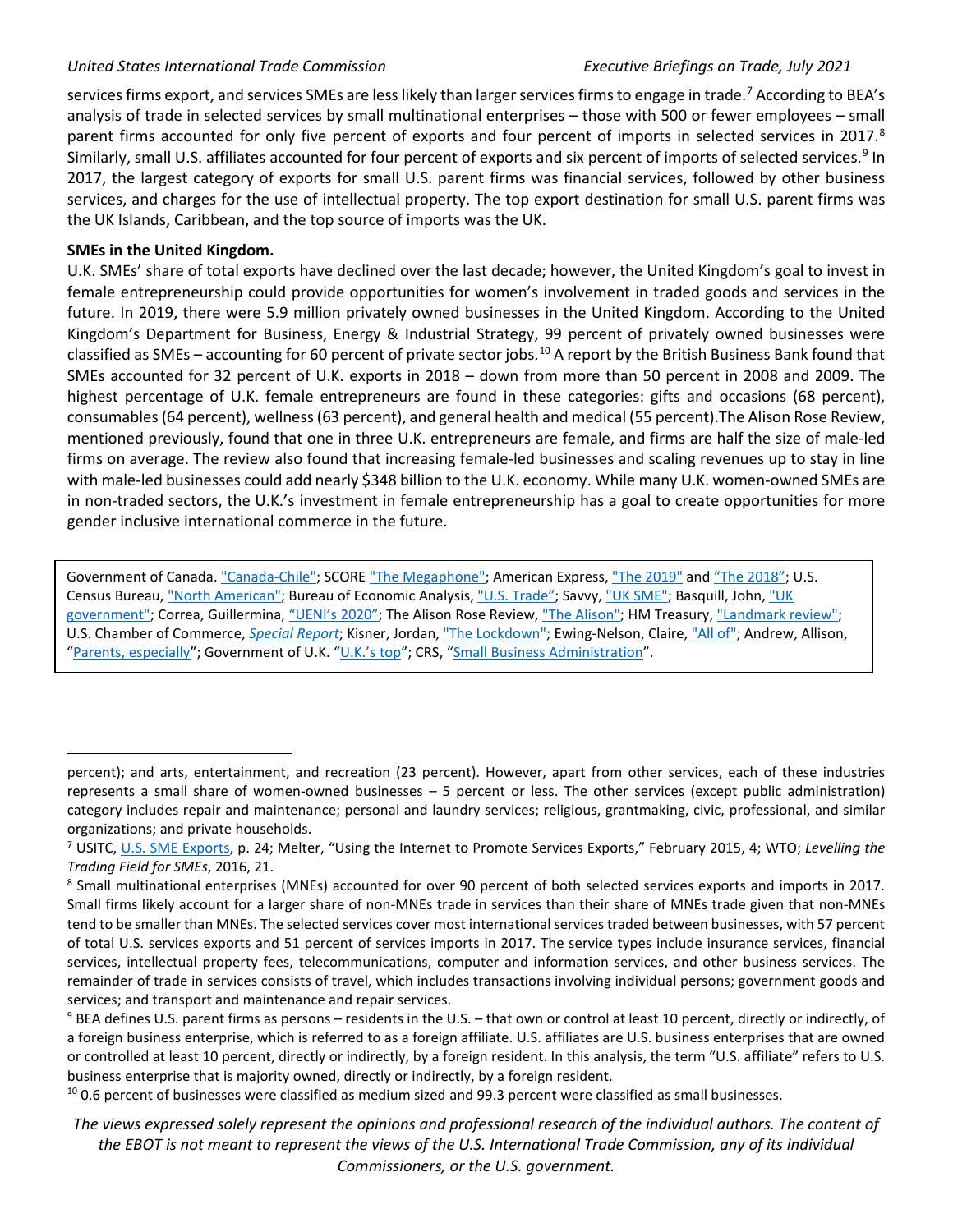services firms export, and services SMEs are less likely than larger services firms to engage in trade.[7] According to BEA's analysis of trade in selected services by small multinational enterprises – those with 500 or fewer employees – small parent firms accounted for only five percent of exports and four percent of imports in selected services in 2017.[8] Similarly, small U.S. affiliates accounted for four percent of exports and six percent of imports of selected services.[9] In 2017, the largest category of exports for small U.S. parent firms was financial services, followed by other business services, and charges for the use of intellectual property. The top export destination for small U.S. parent firms was the UK Islands, Caribbean, and the top source of imports was the UK.

**SMEs in the United Kingdom.**

U.K. SMEs' share of total exports have declined over the last decade; however, the United Kingdom's goal to invest in female entrepreneurship could provide opportunities for women's involvement in traded goods and services in the future. In 2019, there were 5.9 million privately owned businesses in the United Kingdom. According to the United Kingdom's Department for Business, Energy & Industrial Strategy, 99 percent of privately owned businesses were classified as SMEs – accounting for 60 percent of private sector jobs.[10] A report by the British Business Bank found that SMEs accounted for 32 percent of U.K. exports in 2018 – down from more than 50 percent in 2008 and 2009. The highest percentage of U.K. female entrepreneurs are found in these categories: gifts and occasions (68 percent), consumables (64 percent), wellness (63 percent), and general health and medical (55 percent).The Alison Rose Review, mentioned previously, found that one in three U.K. entrepreneurs are female, and firms are half the size of male-led firms on average. The review also found that increasing female-led businesses and scaling revenues up to stay in line with male-led businesses could add nearly $348 billion to the U.K. economy. While many U.K. women-owned SMEs are in non-traded sectors, the U.K.'s investment in female entrepreneurship has a goal to create opportunities for more gender inclusive international commerce in the future.

Government of Canada. "Canada-Chile"; SCORE "The Megaphone"; American Express, "The 2019" and "The 2018"; U.S. Census Bureau, "North American"; Bureau of Economic Analysis, "U.S. Trade"; Savvy, "UK SME"; Basquill, John, "UK government"; Correa, Guillermina, "UENI's 2020"; The Alison Rose Review, "The Alison"; HM Treasury, "Landmark review"; U.S. Chamber of Commerce, *Special Report*; Kisner, Jordan, "The Lockdown"; Ewing-Nelson, Claire, "All of"; Andrew, Allison, "Parents, especially"; Government of U.K. "U.K.'s top"; CRS, "Small Business Administration".

---

percent); and arts, entertainment, and recreation (23 percent). However, apart from other services, each of these industries represents a small share of women-owned businesses – 5 percent or less. The other services (except public administration) category includes repair and maintenance; personal and laundry services; religious, grantmaking, civic, professional, and similar organizations; and private households.

[7] USITC, U.S. SME Exports, p. 24; Melter, "Using the Internet to Promote Services Exports," February 2015, 4; WTO; *Levelling the Trading Field for SMEs*, 2016, 21.

[8] Small multinational enterprises (MNEs) accounted for over 90 percent of both selected services exports and imports in 2017. Small firms likely account for a larger share of non-MNEs trade in services than their share of MNEs trade given that non-MNEs tend to be smaller than MNEs. The selected services cover most international services traded between businesses, with 57 percent of total U.S. services exports and 51 percent of services imports in 2017. The service types include insurance services, financial services, intellectual property fees, telecommunications, computer and information services, and other business services. The remainder of trade in services consists of travel, which includes transactions involving individual persons; government goods and services; and transport and maintenance and repair services.

[9] BEA defines U.S. parent firms as persons – residents in the U.S. – that own or control at least 10 percent, directly or indirectly, of a foreign business enterprise, which is referred to as a foreign affiliate. U.S. affiliates are U.S. business enterprises that are owned or controlled at least 10 percent, directly or indirectly, by a foreign resident. In this analysis, the term "U.S. affiliate" refers to U.S. business enterprise that is majority owned, directly or indirectly, by a foreign resident.

[10] 0.6 percent of businesses were classified as medium sized and 99.3 percent were classified as small businesses.

*The views expressed solely represent the opinions and professional research of the individual authors. The content of the EBOT is not meant to represent the views of the U.S. International Trade Commission, any of its individual Commissioners, or the U.S. government.*